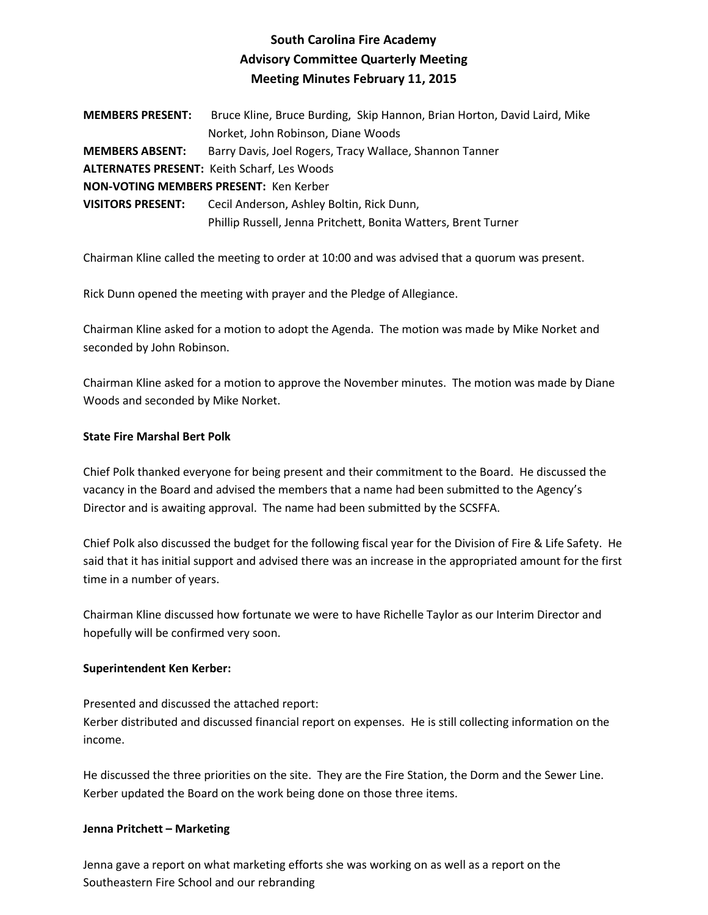# South Carolina Fire Academy
## Advisory Committee Quarterly Meeting
## Meeting Minutes February 11, 2015

**MEMBERS PRESENT:** Bruce Kline, Bruce Burding, Skip Hannon, Brian Horton, David Laird, Mike Norket, John Robinson, Diane Woods
**MEMBERS ABSENT:** Barry Davis, Joel Rogers, Tracy Wallace, Shannon Tanner
**ALTERNATES PRESENT:** Keith Scharf, Les Woods
**NON-VOTING MEMBERS PRESENT:** Ken Kerber
**VISITORS PRESENT:** Cecil Anderson, Ashley Boltin, Rick Dunn, Phillip Russell, Jenna Pritchett, Bonita Watters, Brent Turner

Chairman Kline called the meeting to order at 10:00 and was advised that a quorum was present.

Rick Dunn opened the meeting with prayer and the Pledge of Allegiance.

Chairman Kline asked for a motion to adopt the Agenda. The motion was made by Mike Norket and seconded by John Robinson.

Chairman Kline asked for a motion to approve the November minutes. The motion was made by Diane Woods and seconded by Mike Norket.

**State Fire Marshal Bert Polk**

Chief Polk thanked everyone for being present and their commitment to the Board. He discussed the vacancy in the Board and advised the members that a name had been submitted to the Agency's Director and is awaiting approval. The name had been submitted by the SCSFFA.

Chief Polk also discussed the budget for the following fiscal year for the Division of Fire & Life Safety. He said that it has initial support and advised there was an increase in the appropriated amount for the first time in a number of years.

Chairman Kline discussed how fortunate we were to have Richelle Taylor as our Interim Director and hopefully will be confirmed very soon.

**Superintendent Ken Kerber:**

Presented and discussed the attached report:
Kerber distributed and discussed financial report on expenses. He is still collecting information on the income.

He discussed the three priorities on the site. They are the Fire Station, the Dorm and the Sewer Line. Kerber updated the Board on the work being done on those three items.

**Jenna Pritchett – Marketing**

Jenna gave a report on what marketing efforts she was working on as well as a report on the Southeastern Fire School and our rebranding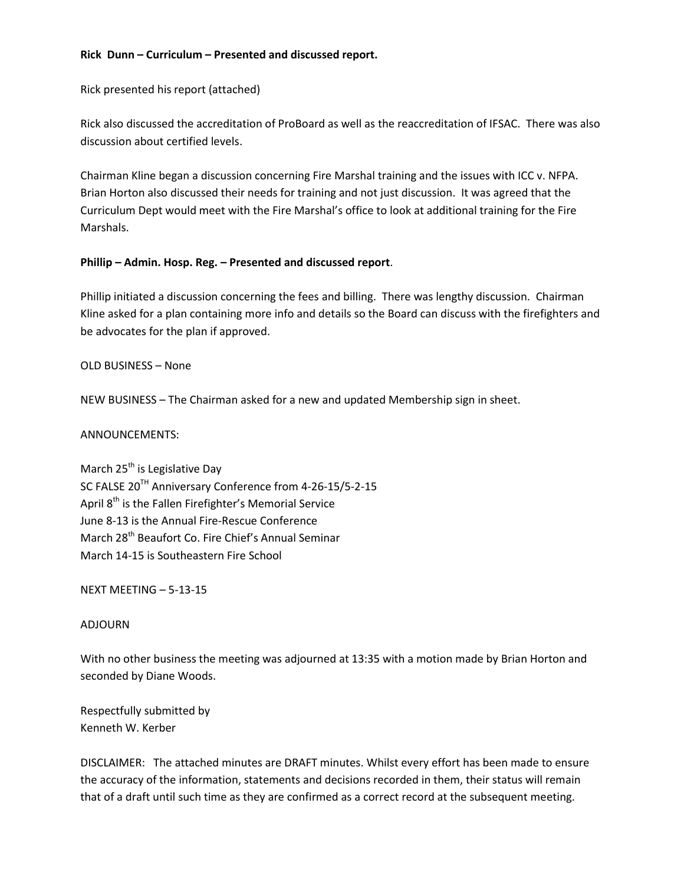**Rick Dunn – Curriculum – Presented and discussed report.**

Rick presented his report (attached)

Rick also discussed the accreditation of ProBoard as well as the reaccreditation of IFSAC. There was also discussion about certified levels.

Chairman Kline began a discussion concerning Fire Marshal training and the issues with ICC v. NFPA. Brian Horton also discussed their needs for training and not just discussion. It was agreed that the Curriculum Dept would meet with the Fire Marshal's office to look at additional training for the Fire Marshals.

**Phillip – Admin. Hosp. Reg. – Presented and discussed report**.

Phillip initiated a discussion concerning the fees and billing. There was lengthy discussion. Chairman Kline asked for a plan containing more info and details so the Board can discuss with the firefighters and be advocates for the plan if approved.

OLD BUSINESS – None

NEW BUSINESS – The Chairman asked for a new and updated Membership sign in sheet.

ANNOUNCEMENTS:

March 25th is Legislative Day
SC FALSE 20TH Anniversary Conference from 4-26-15/5-2-15
April 8th is the Fallen Firefighter's Memorial Service
June 8-13 is the Annual Fire-Rescue Conference
March 28th Beaufort Co. Fire Chief's Annual Seminar
March 14-15 is Southeastern Fire School

NEXT MEETING – 5-13-15

ADJOURN

With no other business the meeting was adjourned at 13:35 with a motion made by Brian Horton and seconded by Diane Woods.

Respectfully submitted by
Kenneth W. Kerber

DISCLAIMER: The attached minutes are DRAFT minutes. Whilst every effort has been made to ensure the accuracy of the information, statements and decisions recorded in them, their status will remain that of a draft until such time as they are confirmed as a correct record at the subsequent meeting.